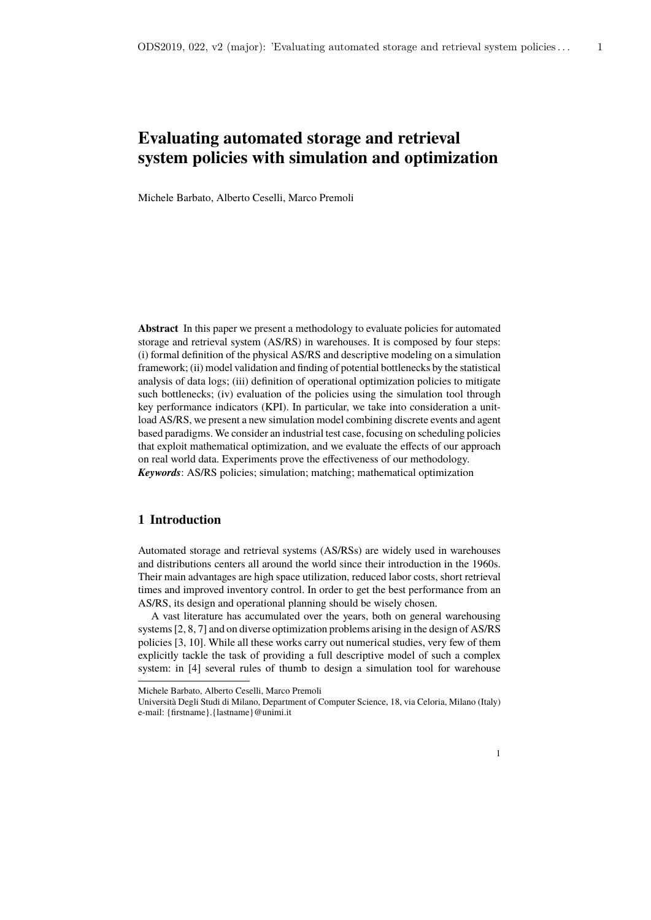# Evaluating automated storage and retrieval system policies with simulation and optimization

Michele Barbato, Alberto Ceselli, Marco Premoli

**Abstract** In this paper we present a methodology to evaluate policies for automated storage and retrieval system (AS/RS) in warehouses. It is composed by four steps: (i) formal definition of the physical AS/RS and descriptive modeling on a simulation framework; (ii) model validation and finding of potential bottlenecks by the statistical analysis of data logs; (iii) definition of operational optimization policies to mitigate such bottlenecks; (iv) evaluation of the policies using the simulation tool through key performance indicators (KPI). In particular, we take into consideration a unit-load AS/RS, we present a new simulation model combining discrete events and agent based paradigms. We consider an industrial test case, focusing on scheduling policies that exploit mathematical optimization, and we evaluate the effects of our approach on real world data. Experiments prove the effectiveness of our methodology.

***Keywords***: AS/RS policies; simulation; matching; mathematical optimization

## 1 Introduction

Automated storage and retrieval systems (AS/RSs) are widely used in warehouses and distributions centers all around the world since their introduction in the 1960s. Their main advantages are high space utilization, reduced labor costs, short retrieval times and improved inventory control. In order to get the best performance from an AS/RS, its design and operational planning should be wisely chosen.

A vast literature has accumulated over the years, both on general warehousing systems [2, 8, 7] and on diverse optimization problems arising in the design of AS/RS policies [3, 10]. While all these works carry out numerical studies, very few of them explicitly tackle the task of providing a full descriptive model of such a complex system: in [4] several rules of thumb to design a simulation tool for warehouse

---

Michele Barbato, Alberto Ceselli, Marco Premoli

Università Degli Studi di Milano, Department of Computer Science, 18, via Celoria, Milano (Italy)
e-mail: {firstname}.{lastname}@unimi.it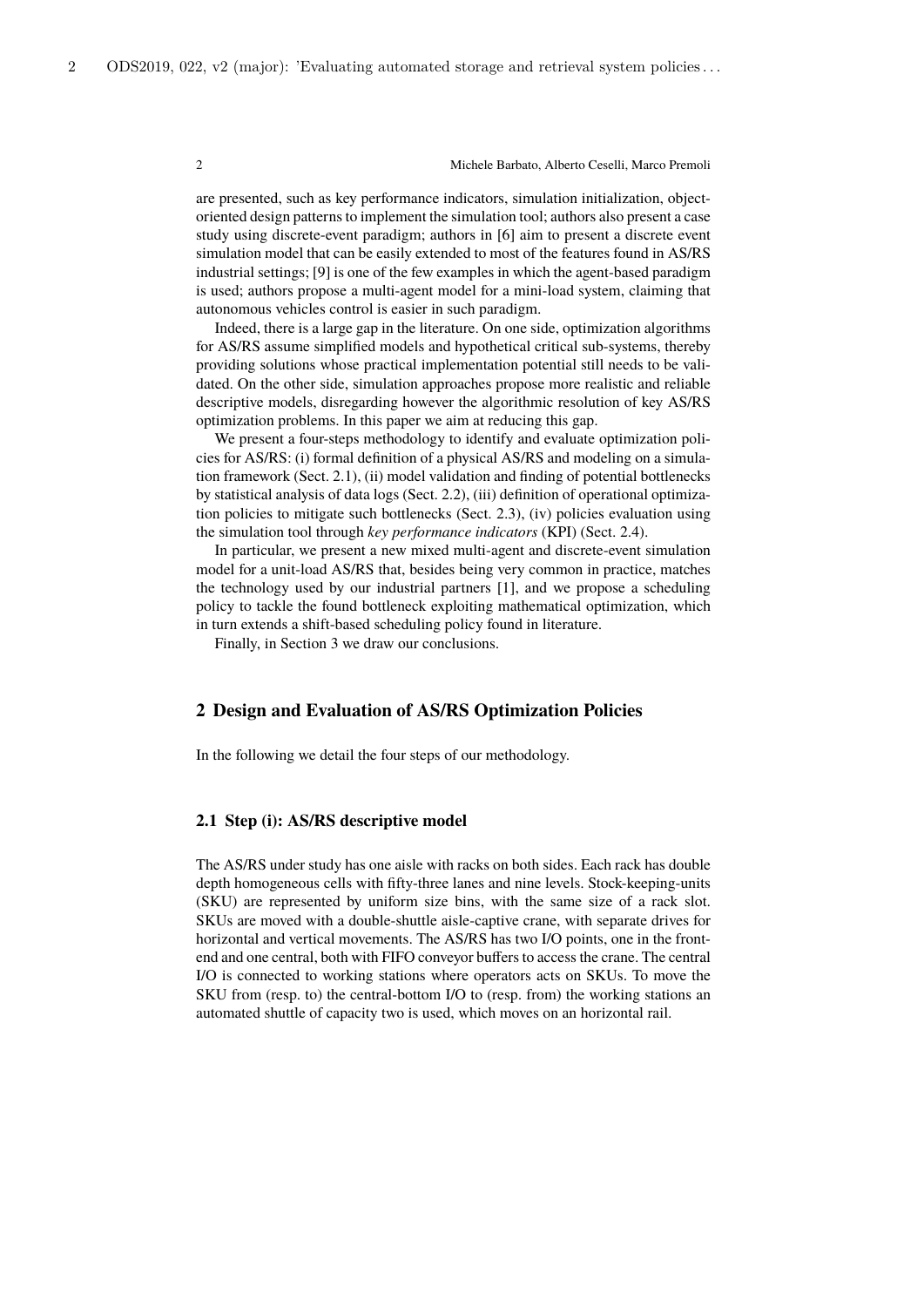are presented, such as key performance indicators, simulation initialization, object-oriented design patterns to implement the simulation tool; authors also present a case study using discrete-event paradigm; authors in [6] aim to present a discrete event simulation model that can be easily extended to most of the features found in AS/RS industrial settings; [9] is one of the few examples in which the agent-based paradigm is used; authors propose a multi-agent model for a mini-load system, claiming that autonomous vehicles control is easier in such paradigm.

Indeed, there is a large gap in the literature. On one side, optimization algorithms for AS/RS assume simplified models and hypothetical critical sub-systems, thereby providing solutions whose practical implementation potential still needs to be validated. On the other side, simulation approaches propose more realistic and reliable descriptive models, disregarding however the algorithmic resolution of key AS/RS optimization problems. In this paper we aim at reducing this gap.

We present a four-steps methodology to identify and evaluate optimization policies for AS/RS: (i) formal definition of a physical AS/RS and modeling on a simulation framework (Sect. 2.1), (ii) model validation and finding of potential bottlenecks by statistical analysis of data logs (Sect. 2.2), (iii) definition of operational optimization policies to mitigate such bottlenecks (Sect. 2.3), (iv) policies evaluation using the simulation tool through *key performance indicators* (KPI) (Sect. 2.4).

In particular, we present a new mixed multi-agent and discrete-event simulation model for a unit-load AS/RS that, besides being very common in practice, matches the technology used by our industrial partners [1], and we propose a scheduling policy to tackle the found bottleneck exploiting mathematical optimization, which in turn extends a shift-based scheduling policy found in literature.

Finally, in Section 3 we draw our conclusions.

## 2 Design and Evaluation of AS/RS Optimization Policies

In the following we detail the four steps of our methodology.

### 2.1 Step (i): AS/RS descriptive model

The AS/RS under study has one aisle with racks on both sides. Each rack has double depth homogeneous cells with fifty-three lanes and nine levels. Stock-keeping-units (SKU) are represented by uniform size bins, with the same size of a rack slot. SKUs are moved with a double-shuttle aisle-captive crane, with separate drives for horizontal and vertical movements. The AS/RS has two I/O points, one in the front-end and one central, both with FIFO conveyor buffers to access the crane. The central I/O is connected to working stations where operators acts on SKUs. To move the SKU from (resp. to) the central-bottom I/O to (resp. from) the working stations an automated shuttle of capacity two is used, which moves on an horizontal rail.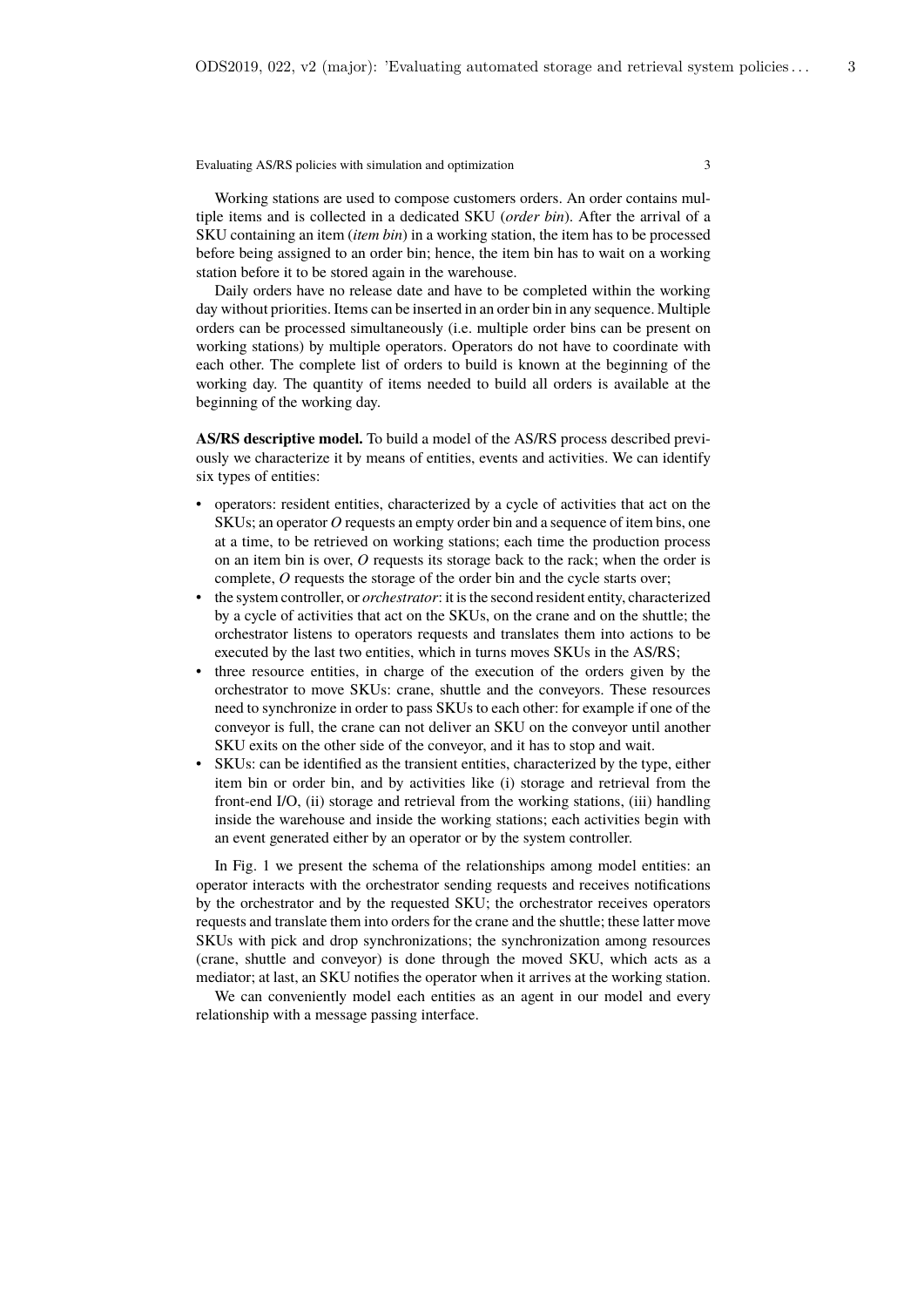Working stations are used to compose customers orders. An order contains multiple items and is collected in a dedicated SKU (*order bin*). After the arrival of a SKU containing an item (*item bin*) in a working station, the item has to be processed before being assigned to an order bin; hence, the item bin has to wait on a working station before it to be stored again in the warehouse.

Daily orders have no release date and have to be completed within the working day without priorities. Items can be inserted in an order bin in any sequence. Multiple orders can be processed simultaneously (i.e. multiple order bins can be present on working stations) by multiple operators. Operators do not have to coordinate with each other. The complete list of orders to build is known at the beginning of the working day. The quantity of items needed to build all orders is available at the beginning of the working day.

**AS/RS descriptive model.** To build a model of the AS/RS process described previously we characterize it by means of entities, events and activities. We can identify six types of entities:

- operators: resident entities, characterized by a cycle of activities that act on the SKUs; an operator *O* requests an empty order bin and a sequence of item bins, one at a time, to be retrieved on working stations; each time the production process on an item bin is over, *O* requests its storage back to the rack; when the order is complete, *O* requests the storage of the order bin and the cycle starts over;
- the system controller, or *orchestrator*: it is the second resident entity, characterized by a cycle of activities that act on the SKUs, on the crane and on the shuttle; the orchestrator listens to operators requests and translates them into actions to be executed by the last two entities, which in turns moves SKUs in the AS/RS;
- three resource entities, in charge of the execution of the orders given by the orchestrator to move SKUs: crane, shuttle and the conveyors. These resources need to synchronize in order to pass SKUs to each other: for example if one of the conveyor is full, the crane can not deliver an SKU on the conveyor until another SKU exits on the other side of the conveyor, and it has to stop and wait.
- SKUs: can be identified as the transient entities, characterized by the type, either item bin or order bin, and by activities like (i) storage and retrieval from the front-end I/O, (ii) storage and retrieval from the working stations, (iii) handling inside the warehouse and inside the working stations; each activities begin with an event generated either by an operator or by the system controller.

In Fig. 1 we present the schema of the relationships among model entities: an operator interacts with the orchestrator sending requests and receives notifications by the orchestrator and by the requested SKU; the orchestrator receives operators requests and translate them into orders for the crane and the shuttle; these latter move SKUs with pick and drop synchronizations; the synchronization among resources (crane, shuttle and conveyor) is done through the moved SKU, which acts as a mediator; at last, an SKU notifies the operator when it arrives at the working station.

We can conveniently model each entities as an agent in our model and every relationship with a message passing interface.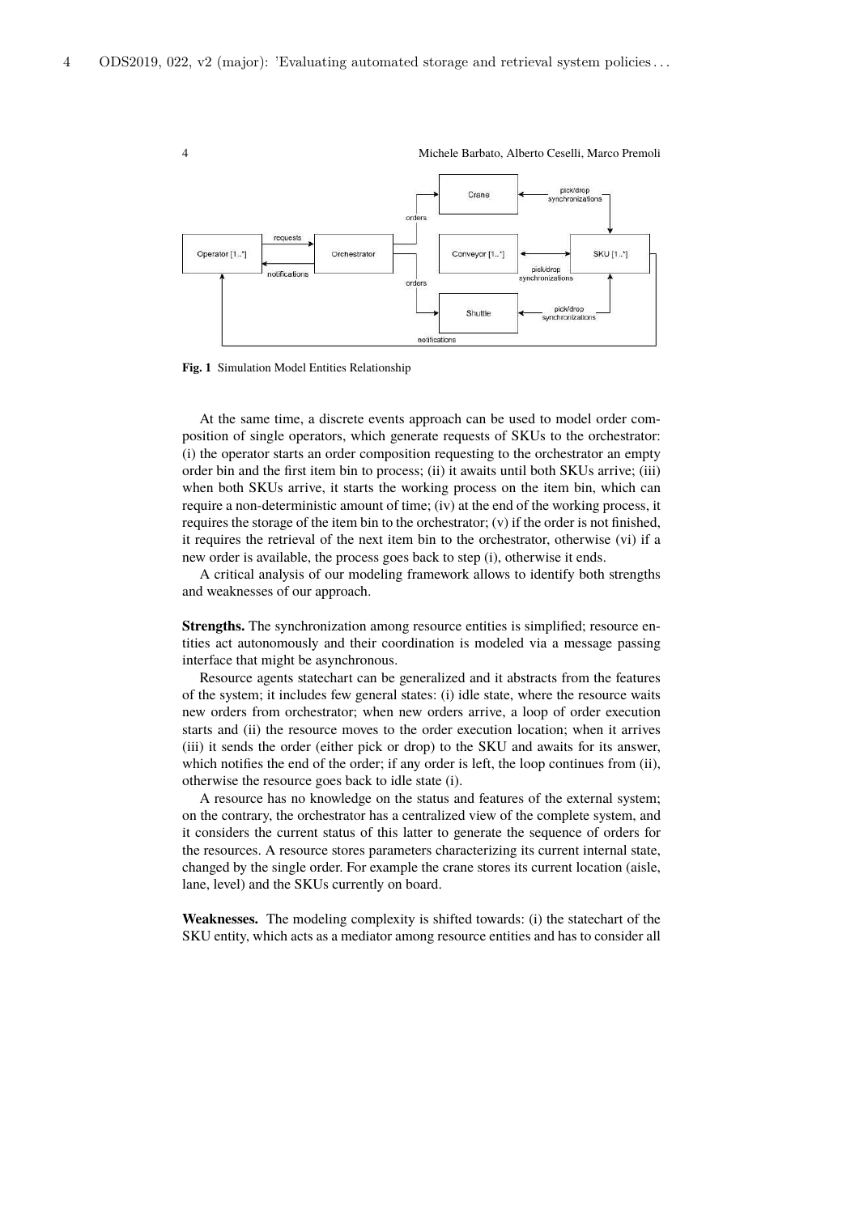**Fig. 1** Simulation Model Entities Relationship

At the same time, a discrete events approach can be used to model order composition of single operators, which generate requests of SKUs to the orchestrator: (i) the operator starts an order composition requesting to the orchestrator an empty order bin and the first item bin to process; (ii) it awaits until both SKUs arrive; (iii) when both SKUs arrive, it starts the working process on the item bin, which can require a non-deterministic amount of time; (iv) at the end of the working process, it requires the storage of the item bin to the orchestrator; (v) if the order is not finished, it requires the retrieval of the next item bin to the orchestrator, otherwise (vi) if a new order is available, the process goes back to step (i), otherwise it ends.

A critical analysis of our modeling framework allows to identify both strengths and weaknesses of our approach.

**Strengths.** The synchronization among resource entities is simplified; resource entities act autonomously and their coordination is modeled via a message passing interface that might be asynchronous.

Resource agents statechart can be generalized and it abstracts from the features of the system; it includes few general states: (i) idle state, where the resource waits new orders from orchestrator; when new orders arrive, a loop of order execution starts and (ii) the resource moves to the order execution location; when it arrives (iii) it sends the order (either pick or drop) to the SKU and awaits for its answer, which notifies the end of the order; if any order is left, the loop continues from (ii), otherwise the resource goes back to idle state (i).

A resource has no knowledge on the status and features of the external system; on the contrary, the orchestrator has a centralized view of the complete system, and it considers the current status of this latter to generate the sequence of orders for the resources. A resource stores parameters characterizing its current internal state, changed by the single order. For example the crane stores its current location (aisle, lane, level) and the SKUs currently on board.

**Weaknesses.** The modeling complexity is shifted towards: (i) the statechart of the SKU entity, which acts as a mediator among resource entities and has to consider all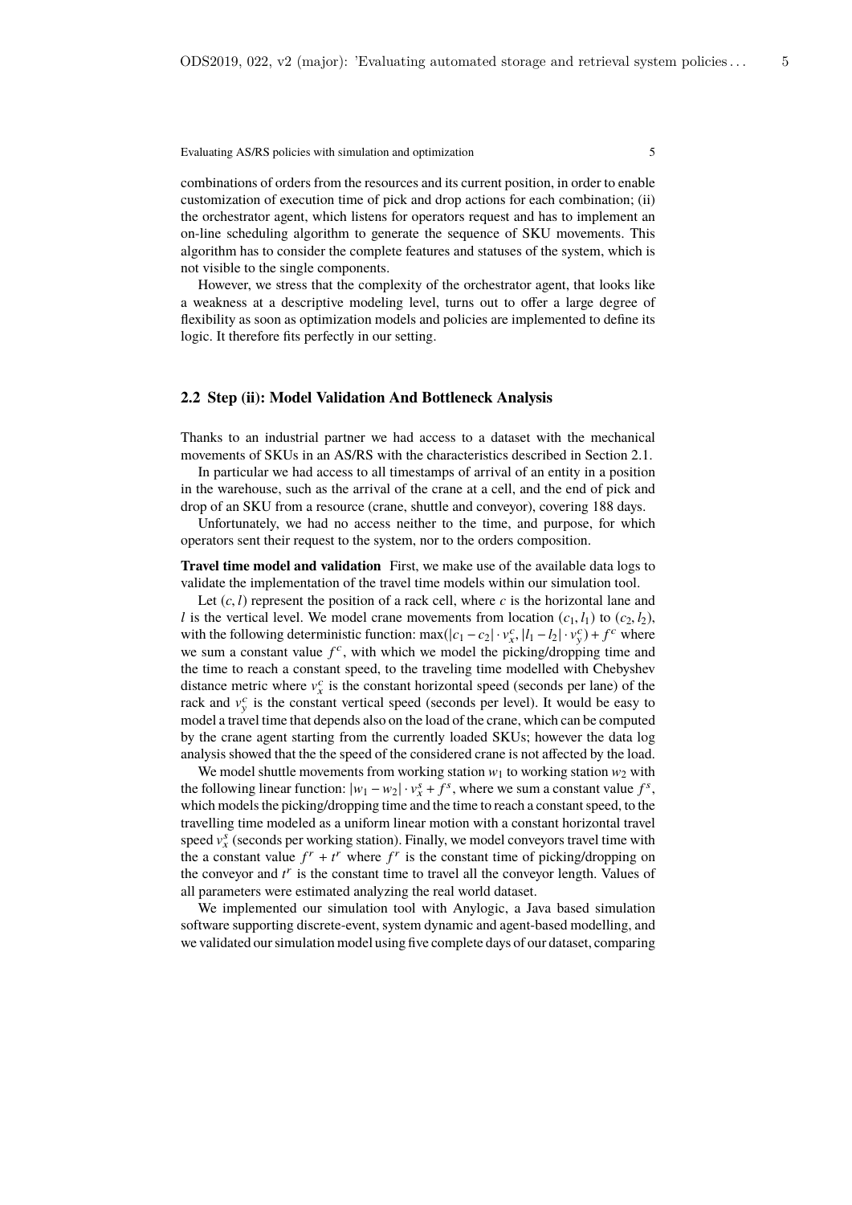combinations of orders from the resources and its current position, in order to enable customization of execution time of pick and drop actions for each combination; (ii) the orchestrator agent, which listens for operators request and has to implement an on-line scheduling algorithm to generate the sequence of SKU movements. This algorithm has to consider the complete features and statuses of the system, which is not visible to the single components.

However, we stress that the complexity of the orchestrator agent, that looks like a weakness at a descriptive modeling level, turns out to offer a large degree of flexibility as soon as optimization models and policies are implemented to define its logic. It therefore fits perfectly in our setting.

## 2.2 Step (ii): Model Validation And Bottleneck Analysis

Thanks to an industrial partner we had access to a dataset with the mechanical movements of SKUs in an AS/RS with the characteristics described in Section 2.1.

In particular we had access to all timestamps of arrival of an entity in a position in the warehouse, such as the arrival of the crane at a cell, and the end of pick and drop of an SKU from a resource (crane, shuttle and conveyor), covering 188 days.

Unfortunately, we had no access neither to the time, and purpose, for which operators sent their request to the system, nor to the orders composition.

**Travel time model and validation** First, we make use of the available data logs to validate the implementation of the travel time models within our simulation tool.

Let $(c, l)$ represent the position of a rack cell, where $c$ is the horizontal lane and $l$ is the vertical level. We model crane movements from location $(c_1, l_1)$ to $(c_2, l_2)$, with the following deterministic function: $\max(|c_1 - c_2| \cdot v_x^c, |l_1 - l_2| \cdot v_y^c) + f^c$ where we sum a constant value $f^c$, with which we model the picking/dropping time and the time to reach a constant speed, to the traveling time modelled with Chebyshev distance metric where $v_x^c$ is the constant horizontal speed (seconds per lane) of the rack and $v_y^c$ is the constant vertical speed (seconds per level). It would be easy to model a travel time that depends also on the load of the crane, which can be computed by the crane agent starting from the currently loaded SKUs; however the data log analysis showed that the the speed of the considered crane is not affected by the load.

We model shuttle movements from working station $w_1$ to working station $w_2$ with the following linear function: $|w_1 - w_2| \cdot v_x^s + f^s$, where we sum a constant value $f^s$, which models the picking/dropping time and the time to reach a constant speed, to the travelling time modeled as a uniform linear motion with a constant horizontal travel speed $v_x^s$ (seconds per working station). Finally, we model conveyors travel time with the a constant value $f^r + t^r$ where $f^r$ is the constant time of picking/dropping on the conveyor and $t^r$ is the constant time to travel all the conveyor length. Values of all parameters were estimated analyzing the real world dataset.

We implemented our simulation tool with Anylogic, a Java based simulation software supporting discrete-event, system dynamic and agent-based modelling, and we validated our simulation model using five complete days of our dataset, comparing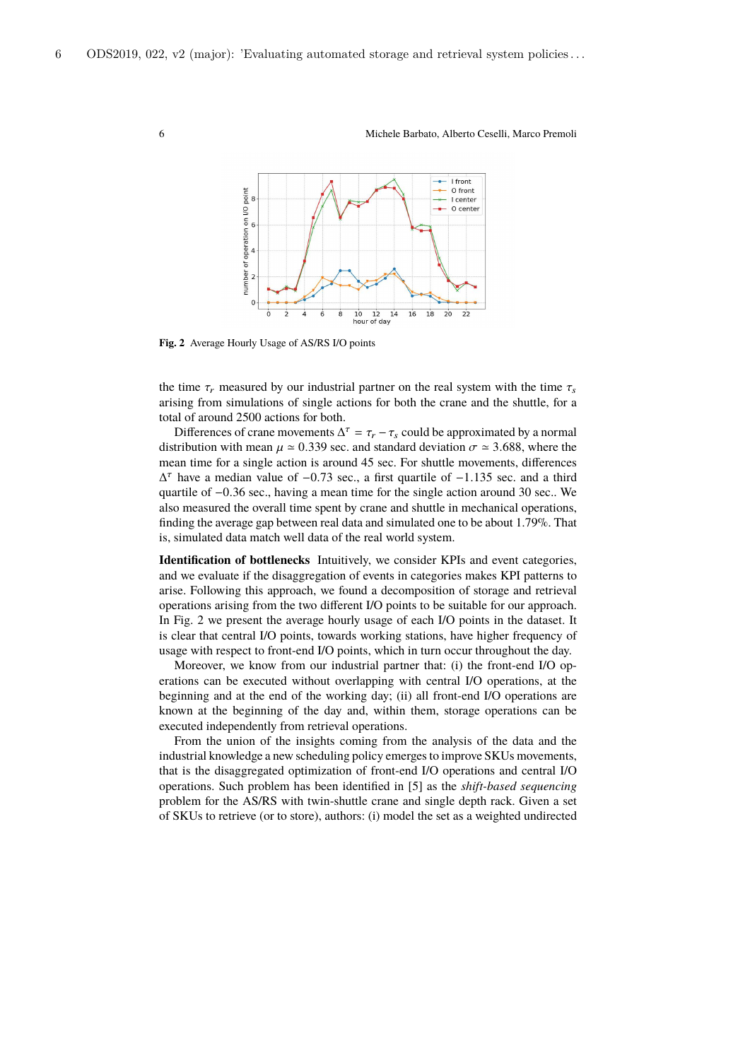Fig. 2 Average Hourly Usage of AS/RS I/O points

the time $\tau_r$ measured by our industrial partner on the real system with the time $\tau_s$ arising from simulations of single actions for both the crane and the shuttle, for a total of around 2500 actions for both.

Differences of crane movements $\Delta^\tau = \tau_r - \tau_s$ could be approximated by a normal distribution with mean $\mu \simeq 0.339$ sec. and standard deviation $\sigma \simeq 3.688$, where the mean time for a single action is around 45 sec. For shuttle movements, differences $\Delta^\tau$ have a median value of $-0.73$ sec., a first quartile of $-1.135$ sec. and a third quartile of $-0.36$ sec., having a mean time for the single action around 30 sec.. We also measured the overall time spent by crane and shuttle in mechanical operations, finding the average gap between real data and simulated one to be about 1.79%. That is, simulated data match well data of the real world system.

**Identification of bottlenecks** Intuitively, we consider KPIs and event categories, and we evaluate if the disaggregation of events in categories makes KPI patterns to arise. Following this approach, we found a decomposition of storage and retrieval operations arising from the two different I/O points to be suitable for our approach. In Fig. 2 we present the average hourly usage of each I/O points in the dataset. It is clear that central I/O points, towards working stations, have higher frequency of usage with respect to front-end I/O points, which in turn occur throughout the day.

Moreover, we know from our industrial partner that: (i) the front-end I/O operations can be executed without overlapping with central I/O operations, at the beginning and at the end of the working day; (ii) all front-end I/O operations are known at the beginning of the day and, within them, storage operations can be executed independently from retrieval operations.

From the union of the insights coming from the analysis of the data and the industrial knowledge a new scheduling policy emerges to improve SKUs movements, that is the disaggregated optimization of front-end I/O operations and central I/O operations. Such problem has been identified in [5] as the *shift-based sequencing* problem for the AS/RS with twin-shuttle crane and single depth rack. Given a set of SKUs to retrieve (or to store), authors: (i) model the set as a weighted undirected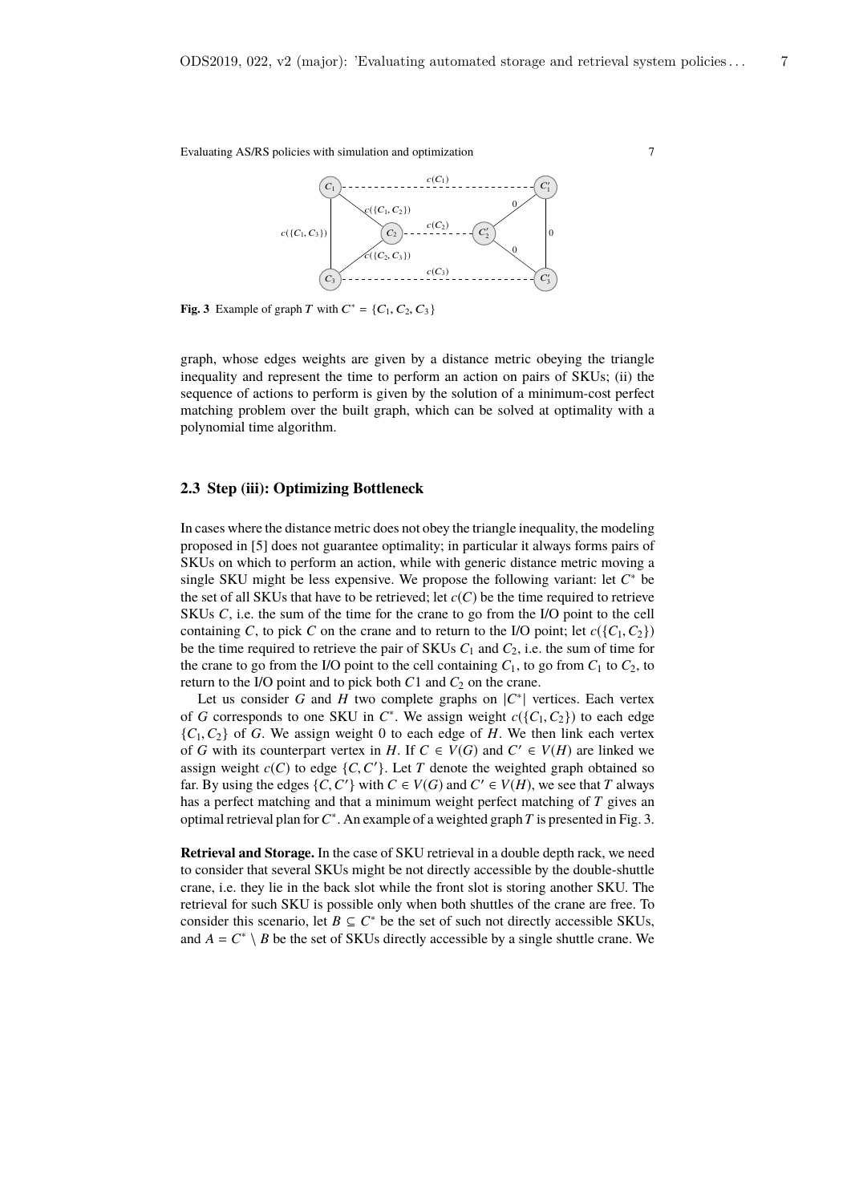Fig. 3 Example of graph $T$ with $C^* = \{C_1, C_2, C_3\}$

graph, whose edges weights are given by a distance metric obeying the triangle inequality and represent the time to perform an action on pairs of SKUs; (ii) the sequence of actions to perform is given by the solution of a minimum-cost perfect matching problem over the built graph, which can be solved at optimality with a polynomial time algorithm.

### 2.3 Step (iii): Optimizing Bottleneck

In cases where the distance metric does not obey the triangle inequality, the modeling proposed in [5] does not guarantee optimality; in particular it always forms pairs of SKUs on which to perform an action, while with generic distance metric moving a single SKU might be less expensive. We propose the following variant: let $C^*$ be the set of all SKUs that have to be retrieved; let $c(C)$ be the time required to retrieve SKUs $C$, i.e. the sum of the time for the crane to go from the I/O point to the cell containing $C$, to pick $C$ on the crane and to return to the I/O point; let $c(\{C_1, C_2\})$ be the time required to retrieve the pair of SKUs $C_1$ and $C_2$, i.e. the sum of time for the crane to go from the I/O point to the cell containing $C_1$, to go from $C_1$ to $C_2$, to return to the I/O point and to pick both $C1$ and $C_2$ on the crane.

Let us consider $G$ and $H$ two complete graphs on $|C^*|$ vertices. Each vertex of $G$ corresponds to one SKU in $C^*$. We assign weight $c(\{C_1, C_2\})$ to each edge $\{C_1, C_2\}$ of $G$. We assign weight 0 to each edge of $H$. We then link each vertex of $G$ with its counterpart vertex in $H$. If $C \in V(G)$ and $C' \in V(H)$ are linked we assign weight $c(C)$ to edge $\{C, C'\}$. Let $T$ denote the weighted graph obtained so far. By using the edges $\{C, C'\}$ with $C \in V(G)$ and $C' \in V(H)$, we see that $T$ always has a perfect matching and that a minimum weight perfect matching of $T$ gives an optimal retrieval plan for $C^*$. An example of a weighted graph $T$ is presented in Fig. 3.

**Retrieval and Storage.** In the case of SKU retrieval in a double depth rack, we need to consider that several SKUs might be not directly accessible by the double-shuttle crane, i.e. they lie in the back slot while the front slot is storing another SKU. The retrieval for such SKU is possible only when both shuttles of the crane are free. To consider this scenario, let $B \subseteq C^*$ be the set of such not directly accessible SKUs, and $A = C^* \setminus B$ be the set of SKUs directly accessible by a single shuttle crane. We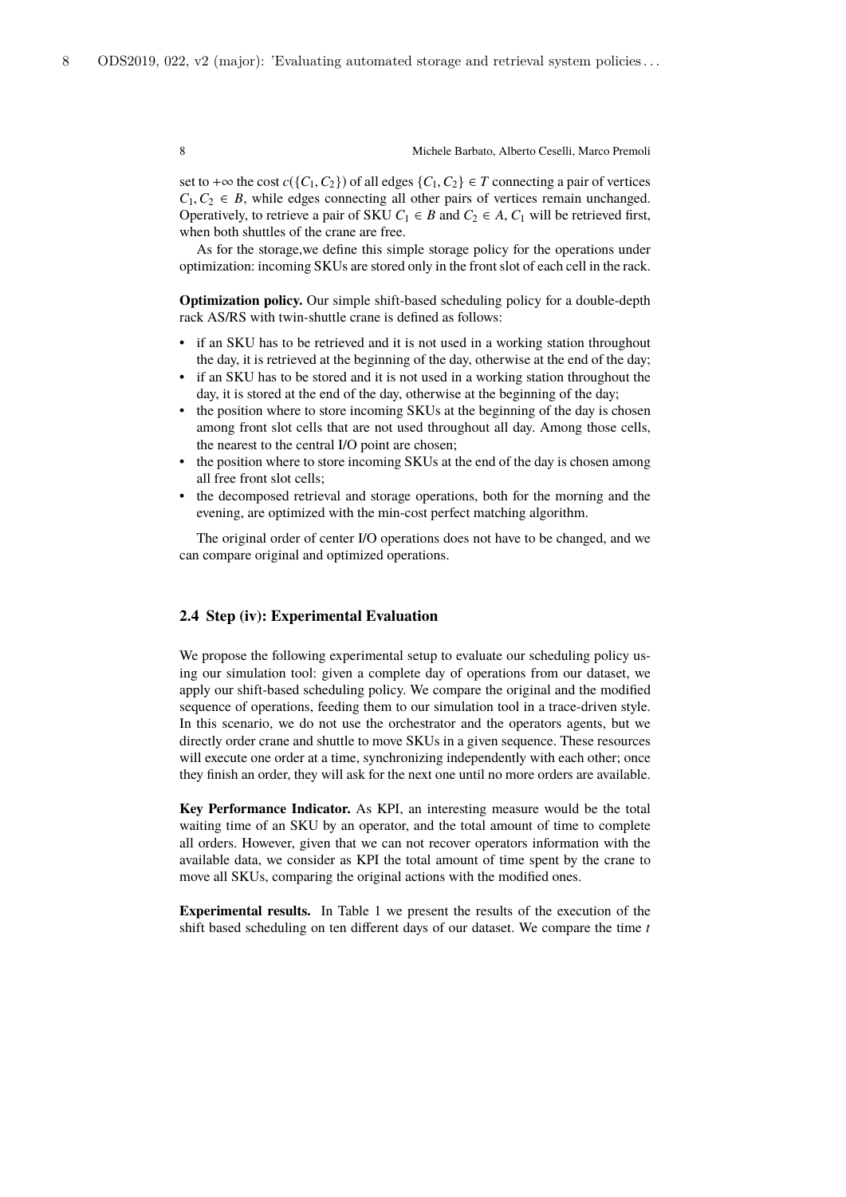set to $+\infty$ the cost $c(\{C_1, C_2\})$ of all edges $\{C_1, C_2\} \in T$ connecting a pair of vertices $C_1, C_2 \in B$, while edges connecting all other pairs of vertices remain unchanged. Operatively, to retrieve a pair of SKU $C_1 \in B$ and $C_2 \in A$, $C_1$ will be retrieved first, when both shuttles of the crane are free.

As for the storage,we define this simple storage policy for the operations under optimization: incoming SKUs are stored only in the front slot of each cell in the rack.

**Optimization policy.** Our simple shift-based scheduling policy for a double-depth rack AS/RS with twin-shuttle crane is defined as follows:

- if an SKU has to be retrieved and it is not used in a working station throughout the day, it is retrieved at the beginning of the day, otherwise at the end of the day;
- if an SKU has to be stored and it is not used in a working station throughout the day, it is stored at the end of the day, otherwise at the beginning of the day;
- the position where to store incoming SKUs at the beginning of the day is chosen among front slot cells that are not used throughout all day. Among those cells, the nearest to the central I/O point are chosen;
- the position where to store incoming SKUs at the end of the day is chosen among all free front slot cells;
- the decomposed retrieval and storage operations, both for the morning and the evening, are optimized with the min-cost perfect matching algorithm.

The original order of center I/O operations does not have to be changed, and we can compare original and optimized operations.

## 2.4 Step (iv): Experimental Evaluation

We propose the following experimental setup to evaluate our scheduling policy using our simulation tool: given a complete day of operations from our dataset, we apply our shift-based scheduling policy. We compare the original and the modified sequence of operations, feeding them to our simulation tool in a trace-driven style. In this scenario, we do not use the orchestrator and the operators agents, but we directly order crane and shuttle to move SKUs in a given sequence. These resources will execute one order at a time, synchronizing independently with each other; once they finish an order, they will ask for the next one until no more orders are available.

**Key Performance Indicator.** As KPI, an interesting measure would be the total waiting time of an SKU by an operator, and the total amount of time to complete all orders. However, given that we can not recover operators information with the available data, we consider as KPI the total amount of time spent by the crane to move all SKUs, comparing the original actions with the modified ones.

**Experimental results.** In Table 1 we present the results of the execution of the shift based scheduling on ten different days of our dataset. We compare the time $t$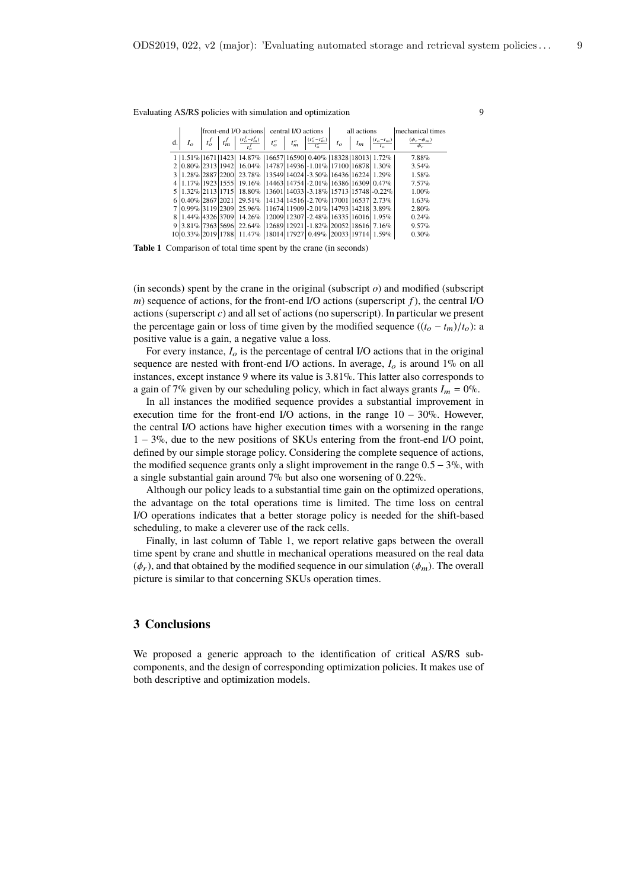| d. | $I_o$ | front-end I/O actions | | | central I/O actions | | | all actions | | | mechanical times |
|---|---|---|---|---|---|---|---|---|---|---|---|
| | | $t_o^f$ | $t_m^f$ | $\frac{(t_o^f - t_m^f)}{t_o^f}$ | $t_o^c$ | $t_m^c$ | $\frac{(t_o^c - t_m^c)}{t_o^c}$ | $t_o$ | $t_m$ | $\frac{(t_o - t_m)}{t_o}$ | $\frac{(\phi_r - \phi_m)}{\phi_r}$ |
| 1 | 1.51% | 1671 | 1423 | 14.87% | 16657 | 16590 | 0.40% | 18328 | 18013 | 1.72% | 7.88% |
| 2 | 0.80% | 2313 | 1942 | 16.04% | 14787 | 14936 | -1.01% | 17100 | 16878 | 1.30% | 3.54% |
| 3 | 1.28% | 2887 | 2200 | 23.78% | 13549 | 14024 | -3.50% | 16436 | 16224 | 1.29% | 1.58% |
| 4 | 1.17% | 1923 | 1555 | 19.16% | 14463 | 14754 | -2.01% | 16386 | 16309 | 0.47% | 7.57% |
| 5 | 1.32% | 2113 | 1715 | 18.80% | 13601 | 14033 | -3.18% | 15713 | 15748 | -0.22% | 1.00% |
| 6 | 0.40% | 2867 | 2021 | 29.51% | 14134 | 14516 | -2.70% | 17001 | 16537 | 2.73% | 1.63% |
| 7 | 0.99% | 3119 | 2309 | 25.96% | 11674 | 11909 | -2.01% | 14793 | 14218 | 3.89% | 2.80% |
| 8 | 1.44% | 4326 | 3709 | 14.26% | 12009 | 12307 | -2.48% | 16335 | 16016 | 1.95% | 0.24% |
| 9 | 3.81% | 7363 | 5696 | 22.64% | 12689 | 12921 | -1.82% | 20052 | 18616 | 7.16% | 9.57% |
| 10 | 0.33% | 2019 | 1788 | 11.47% | 18014 | 17927 | 0.49% | 20033 | 19714 | 1.59% | 0.30% |

**Table 1** Comparison of total time spent by the crane (in seconds)

(in seconds) spent by the crane in the original (subscript $o$) and modified (subscript $m$) sequence of actions, for the front-end I/O actions (superscript $f$), the central I/O actions (superscript $c$) and all set of actions (no superscript). In particular we present the percentage gain or loss of time given by the modified sequence ($(t_o - t_m)/t_o$): a positive value is a gain, a negative value a loss.

For every instance, $I_o$ is the percentage of central I/O actions that in the original sequence are nested with front-end I/O actions. In average, $I_o$ is around 1% on all instances, except instance 9 where its value is 3.81%. This latter also corresponds to a gain of 7% given by our scheduling policy, which in fact always grants $I_m = 0\%$.

In all instances the modified sequence provides a substantial improvement in execution time for the front-end I/O actions, in the range $10 - 30\%$. However, the central I/O actions have higher execution times with a worsening in the range $1 - 3\%$, due to the new positions of SKUs entering from the front-end I/O point, defined by our simple storage policy. Considering the complete sequence of actions, the modified sequence grants only a slight improvement in the range $0.5 - 3\%$, with a single substantial gain around 7% but also one worsening of 0.22%.

Although our policy leads to a substantial time gain on the optimized operations, the advantage on the total operations time is limited. The time loss on central I/O operations indicates that a better storage policy is needed for the shift-based scheduling, to make a cleverer use of the rack cells.

Finally, in last column of Table 1, we report relative gaps between the overall time spent by crane and shuttle in mechanical operations measured on the real data ($\phi_r$), and that obtained by the modified sequence in our simulation ($\phi_m$). The overall picture is similar to that concerning SKUs operation times.

## 3 Conclusions

We proposed a generic approach to the identification of critical AS/RS subcomponents, and the design of corresponding optimization policies. It makes use of both descriptive and optimization models.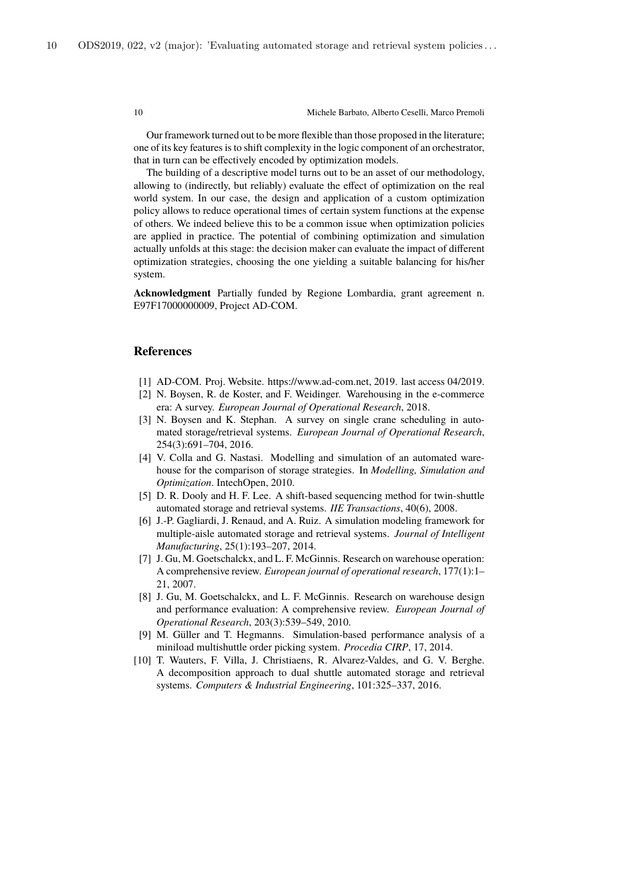Our framework turned out to be more flexible than those proposed in the literature; one of its key features is to shift complexity in the logic component of an orchestrator, that in turn can be effectively encoded by optimization models.

The building of a descriptive model turns out to be an asset of our methodology, allowing to (indirectly, but reliably) evaluate the effect of optimization on the real world system. In our case, the design and application of a custom optimization policy allows to reduce operational times of certain system functions at the expense of others. We indeed believe this to be a common issue when optimization policies are applied in practice. The potential of combining optimization and simulation actually unfolds at this stage: the decision maker can evaluate the impact of different optimization strategies, choosing the one yielding a suitable balancing for his/her system.

**Acknowledgment** Partially funded by Regione Lombardia, grant agreement n. E97F17000000009, Project AD-COM.

## References

[1] AD-COM. Proj. Website. https://www.ad-com.net, 2019. last access 04/2019.

[2] N. Boysen, R. de Koster, and F. Weidinger. Warehousing in the e-commerce era: A survey. *European Journal of Operational Research*, 2018.

[3] N. Boysen and K. Stephan. A survey on single crane scheduling in automated storage/retrieval systems. *European Journal of Operational Research*, 254(3):691–704, 2016.

[4] V. Colla and G. Nastasi. Modelling and simulation of an automated warehouse for the comparison of storage strategies. In *Modelling, Simulation and Optimization*. IntechOpen, 2010.

[5] D. R. Dooly and H. F. Lee. A shift-based sequencing method for twin-shuttle automated storage and retrieval systems. *IIE Transactions*, 40(6), 2008.

[6] J.-P. Gagliardi, J. Renaud, and A. Ruiz. A simulation modeling framework for multiple-aisle automated storage and retrieval systems. *Journal of Intelligent Manufacturing*, 25(1):193–207, 2014.

[7] J. Gu, M. Goetschalckx, and L. F. McGinnis. Research on warehouse operation: A comprehensive review. *European journal of operational research*, 177(1):1–21, 2007.

[8] J. Gu, M. Goetschalckx, and L. F. McGinnis. Research on warehouse design and performance evaluation: A comprehensive review. *European Journal of Operational Research*, 203(3):539–549, 2010.

[9] M. Güller and T. Hegmanns. Simulation-based performance analysis of a miniload multishuttle order picking system. *Procedia CIRP*, 17, 2014.

[10] T. Wauters, F. Villa, J. Christiaens, R. Alvarez-Valdes, and G. V. Berghe. A decomposition approach to dual shuttle automated storage and retrieval systems. *Computers & Industrial Engineering*, 101:325–337, 2016.